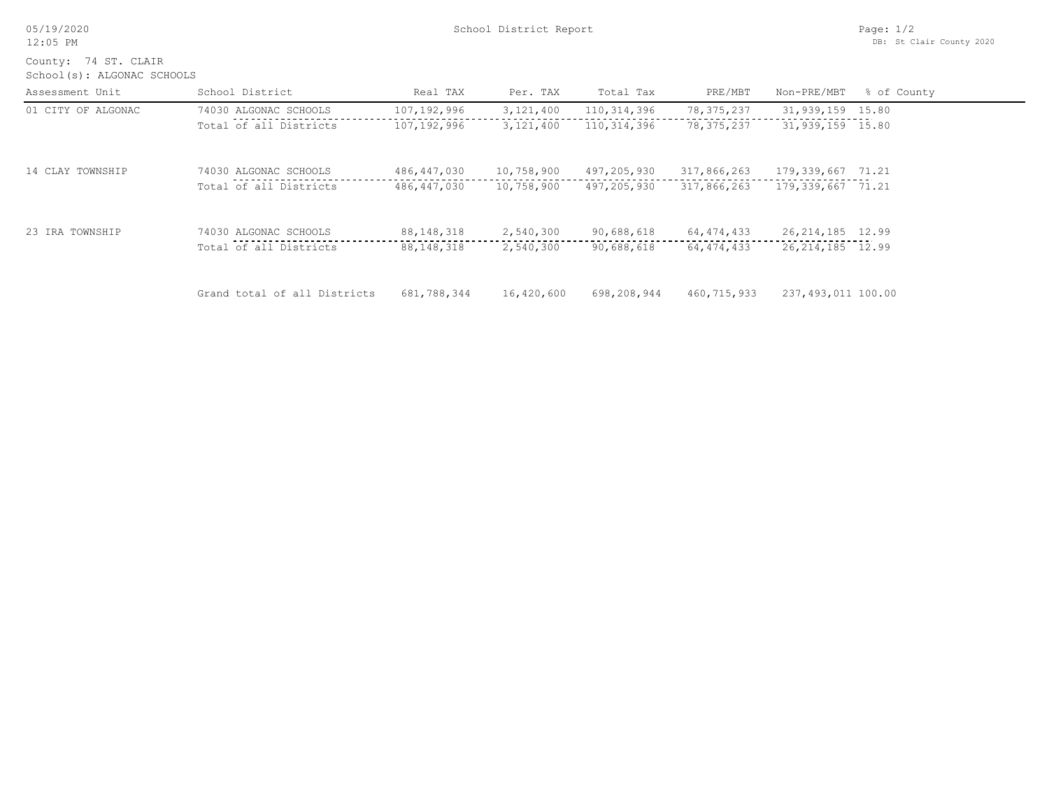05/19/2020
12:05 PM

# School District Report

DB: St Clair County 2020

County: 74 ST. CLAIR
School(s): ALGONAC SCHOOLS

| Assessment Unit | School District | Real TAX | Per. TAX | Total Tax | PRE/MBT | Non-PRE/MBT | % of County |
|---|---|---|---|---|---|---|---|
| 01 CITY OF ALGONAC | 74030 ALGONAC SCHOOLS | 107,192,996 | 3,121,400 | 110,314,396 | 78,375,237 | 31,939,159 | 15.80 |
| | Total of all Districts | 107,192,996 | 3,121,400 | 110,314,396 | 78,375,237 | 31,939,159 | 15.80 |
| 14 CLAY TOWNSHIP | 74030 ALGONAC SCHOOLS | 486,447,030 | 10,758,900 | 497,205,930 | 317,866,263 | 179,339,667 | 71.21 |
| | Total of all Districts | 486,447,030 | 10,758,900 | 497,205,930 | 317,866,263 | 179,339,667 | 71.21 |
| 23 IRA TOWNSHIP | 74030 ALGONAC SCHOOLS | 88,148,318 | 2,540,300 | 90,688,618 | 64,474,433 | 26,214,185 | 12.99 |
| | Total of all Districts | 88,148,318 | 2,540,300 | 90,688,618 | 64,474,433 | 26,214,185 | 12.99 |
| | Grand total of all Districts | 681,788,344 | 16,420,600 | 698,208,944 | 460,715,933 | 237,493,011 | 100.00 |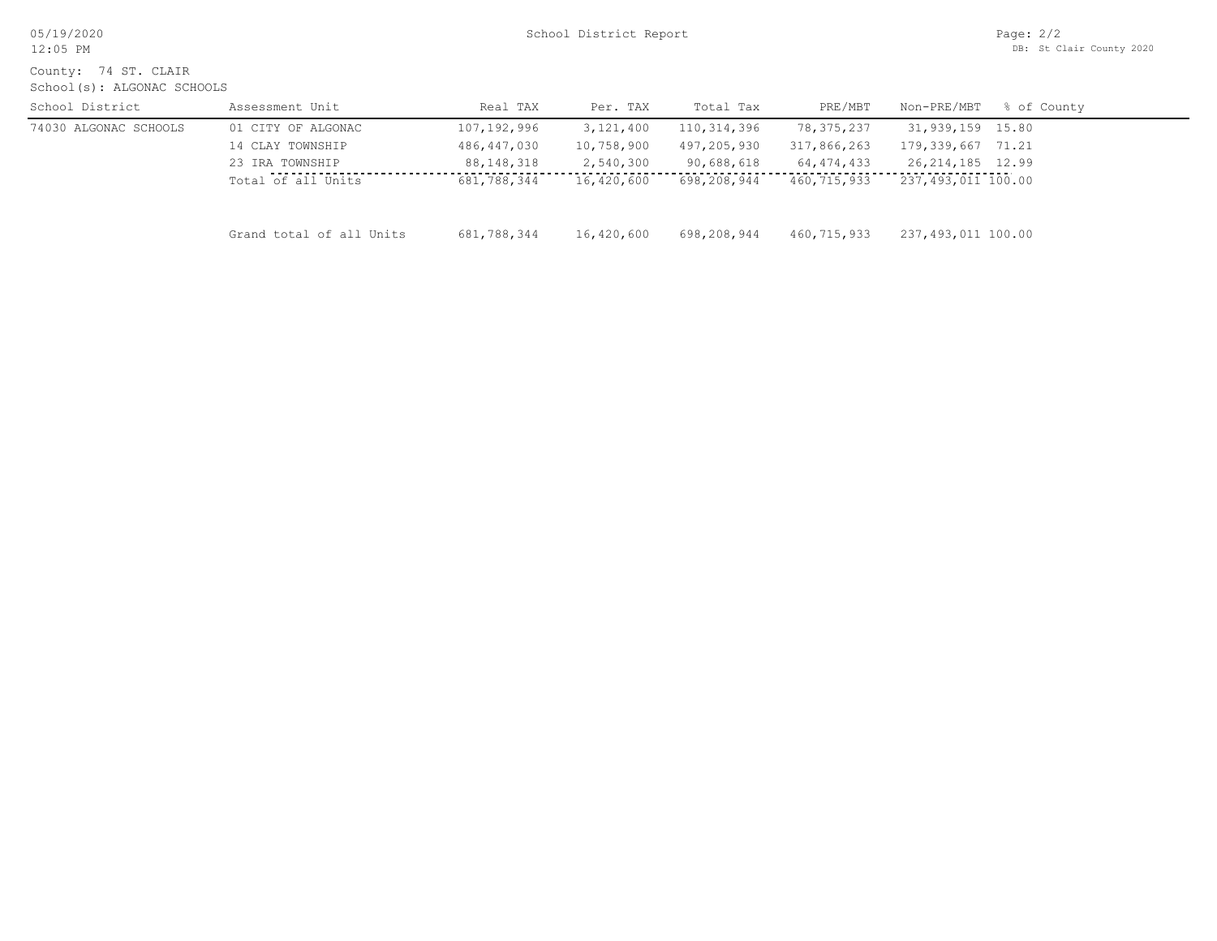County: 74 ST. CLAIR

School(s): ALGONAC SCHOOLS

| School District | Assessment Unit | Real TAX | Per. TAX | Total Tax | PRE/MBT | Non-PRE/MBT | % of County |
|---|---|---|---|---|---|---|---|
| 74030 ALGONAC SCHOOLS | 01 CITY OF ALGONAC | 107,192,996 | 3,121,400 | 110,314,396 | 78,375,237 | 31,939,159 | 15.80 |
| | 14 CLAY TOWNSHIP | 486,447,030 | 10,758,900 | 497,205,930 | 317,866,263 | 179,339,667 | 71.21 |
| | 23 IRA TOWNSHIP | 88,148,318 | 2,540,300 | 90,688,618 | 64,474,433 | 26,214,185 | 12.99 |
| | Total of all Units | 681,788,344 | 16,420,600 | 698,208,944 | 460,715,933 | 237,493,011 | 100.00 |
| | Grand total of all Units | 681,788,344 | 16,420,600 | 698,208,944 | 460,715,933 | 237,493,011 | 100.00 |